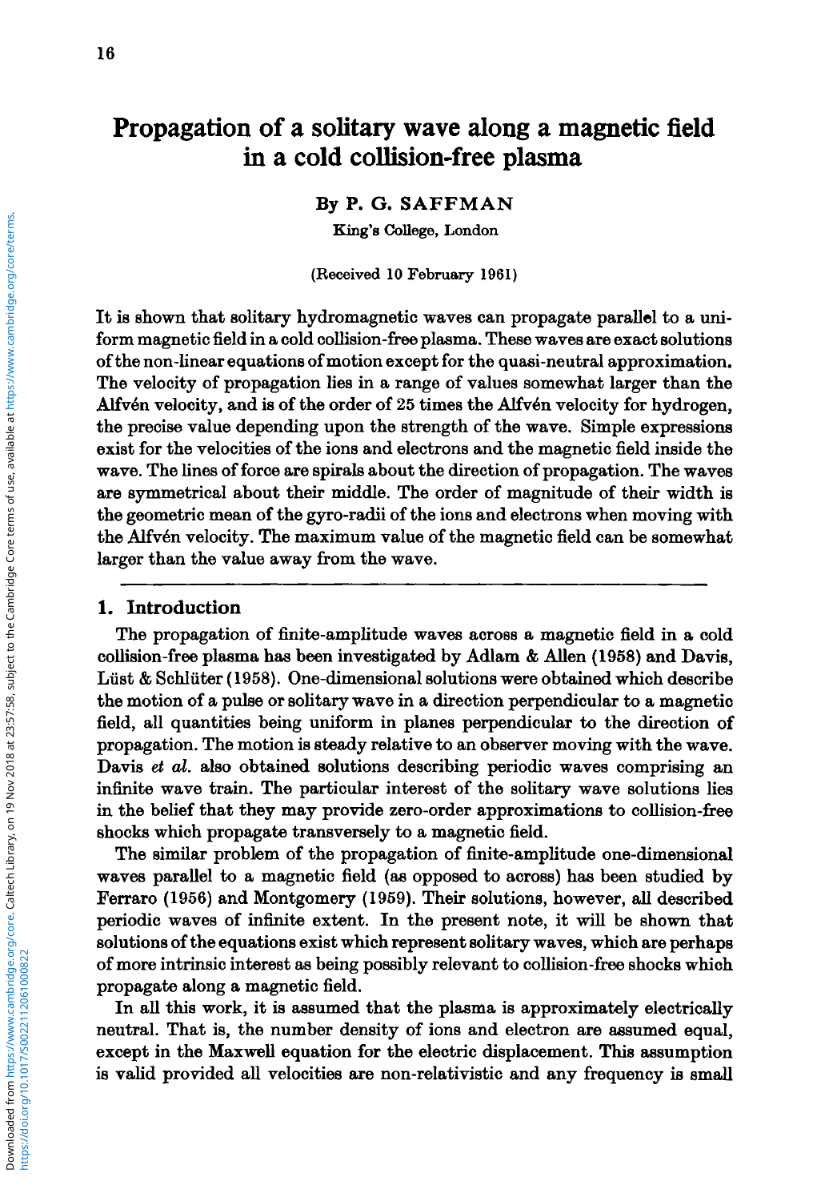# Propagation of a solitary wave along a magnetic field in a cold collision-free plasma

By P. G. SAFFMAN

King's College, London

(Received 10 February 1961)

It is shown that solitary hydromagnetic waves can propagate parallel to a uniform magnetic field in a cold collision-free plasma. These waves are exact solutions of the non-linear equations of motion except for the quasi-neutral approximation. The velocity of propagation lies in a range of values somewhat larger than the Alfvén velocity, and is of the order of 25 times the Alfvén velocity for hydrogen, the precise value depending upon the strength of the wave. Simple expressions exist for the velocities of the ions and electrons and the magnetic field inside the wave. The lines of force are spirals about the direction of propagation. The waves are symmetrical about their middle. The order of magnitude of their width is the geometric mean of the gyro-radii of the ions and electrons when moving with the Alfvén velocity. The maximum value of the magnetic field can be somewhat larger than the value away from the wave.

## 1. Introduction

The propagation of finite-amplitude waves across a magnetic field in a cold collision-free plasma has been investigated by Adlam & Allen (1958) and Davis, Lüst & Schlüter (1958). One-dimensional solutions were obtained which describe the motion of a pulse or solitary wave in a direction perpendicular to a magnetic field, all quantities being uniform in planes perpendicular to the direction of propagation. The motion is steady relative to an observer moving with the wave. Davis *et al.* also obtained solutions describing periodic waves comprising an infinite wave train. The particular interest of the solitary wave solutions lies in the belief that they may provide zero-order approximations to collision-free shocks which propagate transversely to a magnetic field.

The similar problem of the propagation of finite-amplitude one-dimensional waves parallel to a magnetic field (as opposed to across) has been studied by Ferraro (1956) and Montgomery (1959). Their solutions, however, all described periodic waves of infinite extent. In the present note, it will be shown that solutions of the equations exist which represent solitary waves, which are perhaps of more intrinsic interest as being possibly relevant to collision-free shocks which propagate along a magnetic field.

In all this work, it is assumed that the plasma is approximately electrically neutral. That is, the number density of ions and electron are assumed equal, except in the Maxwell equation for the electric displacement. This assumption is valid provided all velocities are non-relativistic and any frequency is small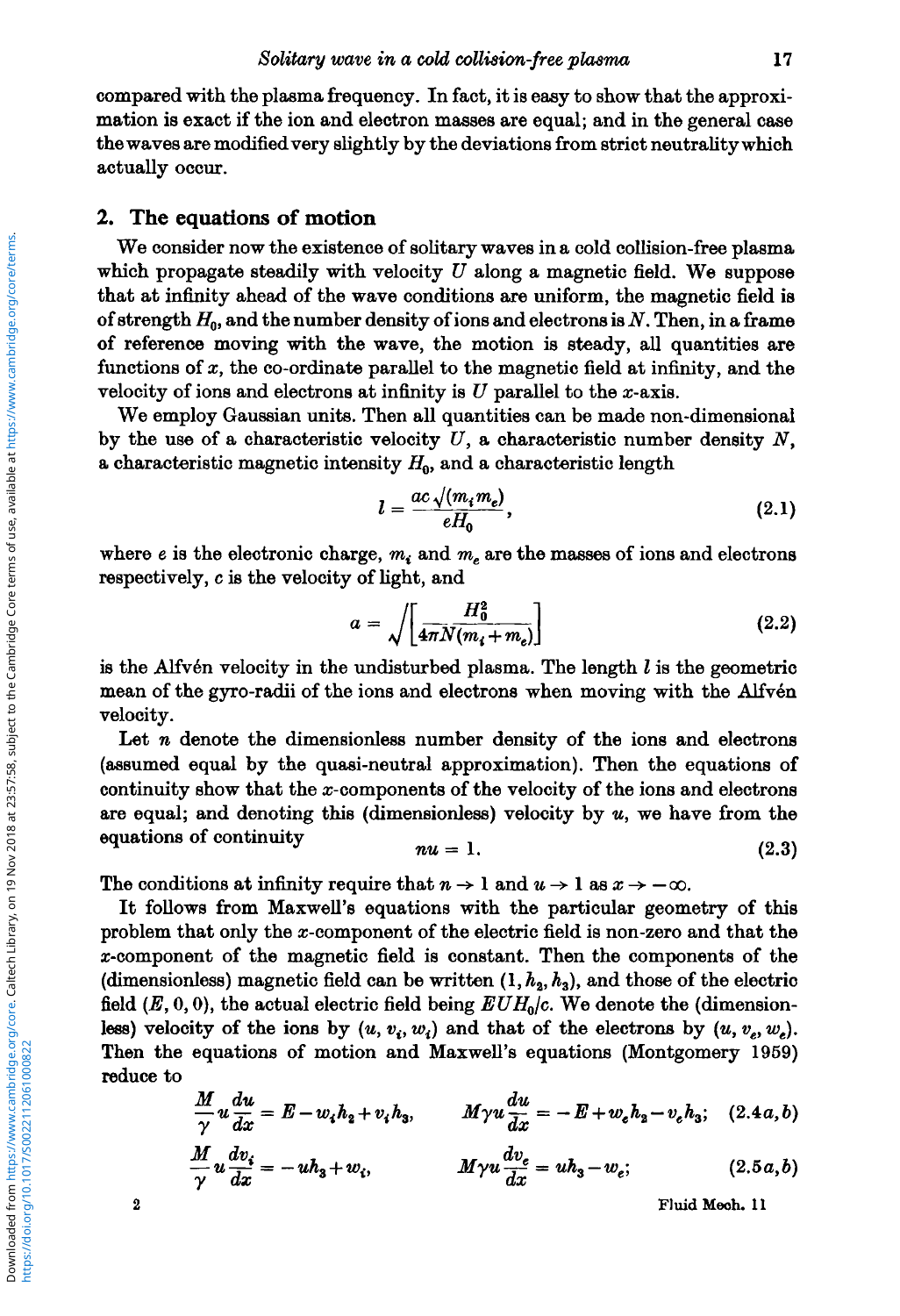compared with the plasma frequency. In fact, it is easy to show that the approximation is exact if the ion and electron masses are equal; and in the general case the waves are modified very slightly by the deviations from strict neutrality which actually occur.

## 2. The equations of motion

We consider now the existence of solitary waves in a cold collision-free plasma which propagate steadily with velocity $U$ along a magnetic field. We suppose that at infinity ahead of the wave conditions are uniform, the magnetic field is of strength $H_0$, and the number density of ions and electrons is $N$. Then, in a frame of reference moving with the wave, the motion is steady, all quantities are functions of $x$, the co-ordinate parallel to the magnetic field at infinity, and the velocity of ions and electrons at infinity is $U$ parallel to the $x$-axis.

We employ Gaussian units. Then all quantities can be made non-dimensional by the use of a characteristic velocity $U$, a characteristic number density $N$, a characteristic magnetic intensity $H_0$, and a characteristic length

$$l = \frac{ac\sqrt{(m_i m_e)}}{eH_0}, \tag{2.1}$$

where $e$ is the electronic charge, $m_i$ and $m_e$ are the masses of ions and electrons respectively, $c$ is the velocity of light, and

$$a = \sqrt{\left[\frac{H_0^2}{4\pi N(m_i + m_e)}\right]} \tag{2.2}$$

is the Alfvén velocity in the undisturbed plasma. The length $l$ is the geometric mean of the gyro-radii of the ions and electrons when moving with the Alfvén velocity.

Let $n$ denote the dimensionless number density of the ions and electrons (assumed equal by the quasi-neutral approximation). Then the equations of continuity show that the $x$-components of the velocity of the ions and electrons are equal; and denoting this (dimensionless) velocity by $u$, we have from the equations of continuity

$$nu = 1. \tag{2.3}$$

The conditions at infinity require that $n \to 1$ and $u \to 1$ as $x \to -\infty$.

It follows from Maxwell's equations with the particular geometry of this problem that only the $x$-component of the electric field is non-zero and that the $x$-component of the magnetic field is constant. Then the components of the (dimensionless) magnetic field can be written $(1, h_2, h_3)$, and those of the electric field $(E, 0, 0)$, the actual electric field being $EUH_0/c$. We denote the (dimensionless) velocity of the ions by $(u, v_i, w_i)$ and that of the electrons by $(u, v_e, w_e)$. Then the equations of motion and Maxwell's equations (Montgomery 1959) reduce to

$$\frac{M}{\gamma} u \frac{du}{dx} = E - w_i h_2 + v_i h_3, \qquad M\gamma u \frac{du}{dx} = -E + w_e h_2 - v_e h_3; \tag{2.4a, b}$$

$$\frac{M}{\gamma} u \frac{dv_i}{dx} = -uh_3 + w_i, \qquad M\gamma u \frac{dv_e}{dx} = uh_3 - w_e; \tag{2.5a, b}$$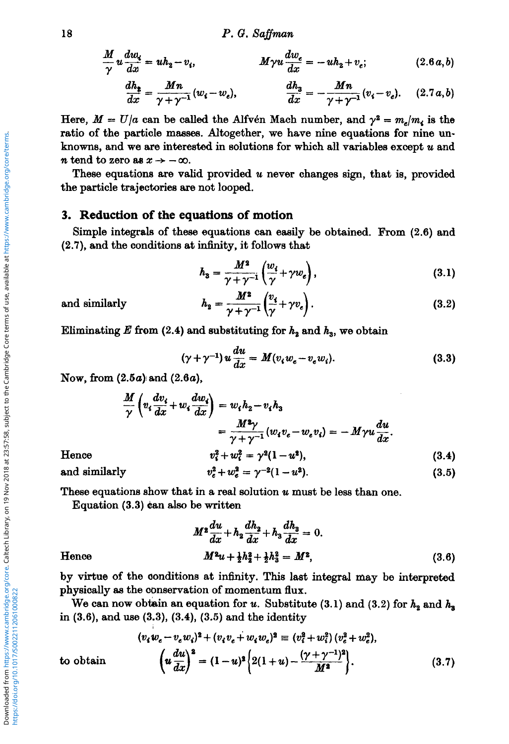$$\frac{M}{\gamma} u \frac{dw_i}{dx} = uh_2 - v_i, \qquad M\gamma u \frac{dw_e}{dx} = -uh_2 + v_e; \tag{2.6 a, b}$$

$$\frac{dh_2}{dx} = \frac{Mn}{\gamma + \gamma^{-1}} (w_i - w_e), \qquad \frac{dh_3}{dx} = -\frac{Mn}{\gamma + \gamma^{-1}} (v_i - v_e). \tag{2.7 a, b}$$

Here, $M = U/a$ can be called the Alfvén Mach number, and $\gamma^2 = m_e/m_i$ is the ratio of the particle masses. Altogether, we have nine equations for nine unknowns, and we are interested in solutions for which all variables except $u$ and $n$ tend to zero as $x \to -\infty$.

These equations are valid provided $u$ never changes sign, that is, provided the particle trajectories are not looped.

## 3. Reduction of the equations of motion

Simple integrals of these equations can easily be obtained. From (2.6) and (2.7), and the conditions at infinity, it follows that

$$h_3 = \frac{M^2}{\gamma + \gamma^{-1}} \left( \frac{w_i}{\gamma} + \gamma w_e \right), \tag{3.1}$$

and similarly

$$h_2 = \frac{M^2}{\gamma + \gamma^{-1}} \left( \frac{v_i}{\gamma} + \gamma v_e \right). \tag{3.2}$$

Eliminating $E$ from (2.4) and substituting for $h_2$ and $h_3$, we obtain

$$(\gamma + \gamma^{-1}) u \frac{du}{dx} = M(v_i w_e - v_e w_i). \tag{3.3}$$

Now, from (2.5*a*) and (2.6*a*),

$$\begin{aligned} \frac{M}{\gamma} \left( v_i \frac{dv_i}{dx} + w_i \frac{dw_i}{dx} \right) &= w_i h_2 - v_i h_3 \\ &= \frac{M^2 \gamma}{\gamma + \gamma^{-1}} (w_i v_e - w_e v_i) = -M\gamma u \frac{du}{dx}. \end{aligned}$$

Hence

$$v_i^2 + w_i^2 = \gamma^2 (1 - u^2), \tag{3.4}$$

and similarly

$$v_e^2 + w_e^2 = \gamma^{-2} (1 - u^2). \tag{3.5}$$

These equations show that in a real solution $u$ must be less than one.

Equation (3.3) can also be written

$$M^2 \frac{du}{dx} + h_2 \frac{dh_2}{dx} + h_3 \frac{dh_3}{dx} = 0.$$

Hence

$$M^2 u + \tfrac{1}{2} h_2^2 + \tfrac{1}{2} h_3^2 = M^2, \tag{3.6}$$

by virtue of the conditions at infinity. This last integral may be interpreted physically as the conservation of momentum flux.

We can now obtain an equation for $u$. Substitute (3.1) and (3.2) for $h_2$ and $h_3$ in (3.6), and use (3.3), (3.4), (3.5) and the identity

$$(v_i w_e - v_e w_i)^2 + (v_i v_e + w_i w_e)^2 \equiv (v_i^2 + w_i^2)(v_e^2 + w_e^2),$$

to obtain

$$\left( u \frac{du}{dx} \right)^2 = (1 - u)^2 \left\{ 2(1 + u) - \frac{(\gamma + \gamma^{-1})^2}{M^2} \right\}. \tag{3.7}$$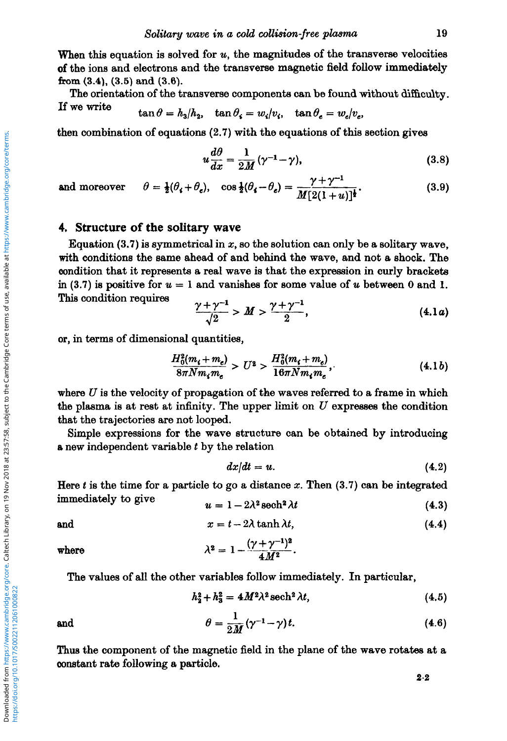When this equation is solved for $u$, the magnitudes of the transverse velocities of the ions and electrons and the transverse magnetic field follow immediately from (3.4), (3.5) and (3.6).

The orientation of the transverse components can be found without difficulty. If we write

$$\tan\theta = h_3/h_2, \quad \tan\theta_i = w_i/v_i, \quad \tan\theta_e = w_e/v_e,$$

then combination of equations (2.7) with the equations of this section gives

$$u\frac{d\theta}{dx} = \frac{1}{2M}(\gamma^{-1}-\gamma), \tag{3.8}$$

and moreover

$$\theta = \tfrac{1}{2}(\theta_i+\theta_e), \quad \cos\tfrac{1}{2}(\theta_i-\theta_e) = \frac{\gamma+\gamma^{-1}}{M[2(1+u)]^{\frac{1}{2}}}. \tag{3.9}$$

## 4. Structure of the solitary wave

Equation (3.7) is symmetrical in $x$, so the solution can only be a solitary wave, with conditions the same ahead of and behind the wave, and not a shock. The condition that it represents a real wave is that the expression in curly brackets in (3.7) is positive for $u = 1$ and vanishes for some value of $u$ between 0 and 1. This condition requires

$$\frac{\gamma+\gamma^{-1}}{\sqrt{2}} > M > \frac{\gamma+\gamma^{-1}}{2}, \tag{4.1a}$$

or, in terms of dimensional quantities,

$$\frac{H_0^2(m_i+m_e)}{8\pi N m_i m_e} > U^2 > \frac{H_0^2(m_i+m_e)}{16\pi N m_i m_e}, \tag{4.1b}$$

where $U$ is the velocity of propagation of the waves referred to a frame in which the plasma is at rest at infinity. The upper limit on $U$ expresses the condition that the trajectories are not looped.

Simple expressions for the wave structure can be obtained by introducing a new independent variable $t$ by the relation

$$dx/dt = u. \tag{4.2}$$

Here $t$ is the time for a particle to go a distance $x$. Then (3.7) can be integrated immediately to give

$$u = 1-2\lambda^2\operatorname{sech}^2\lambda t \tag{4.3}$$

and

$$x = t-2\lambda\tanh\lambda t, \tag{4.4}$$

where

$$\lambda^2 = 1-\frac{(\gamma+\gamma^{-1})^2}{4M^2}.$$

The values of all the other variables follow immediately. In particular,

$$h_2^2+h_3^2 = 4M^2\lambda^2\operatorname{sech}^2\lambda t, \tag{4.5}$$

and

$$\theta = \frac{1}{2M}(\gamma^{-1}-\gamma)t. \tag{4.6}$$

Thus the component of the magnetic field in the plane of the wave rotates at a constant rate following a particle.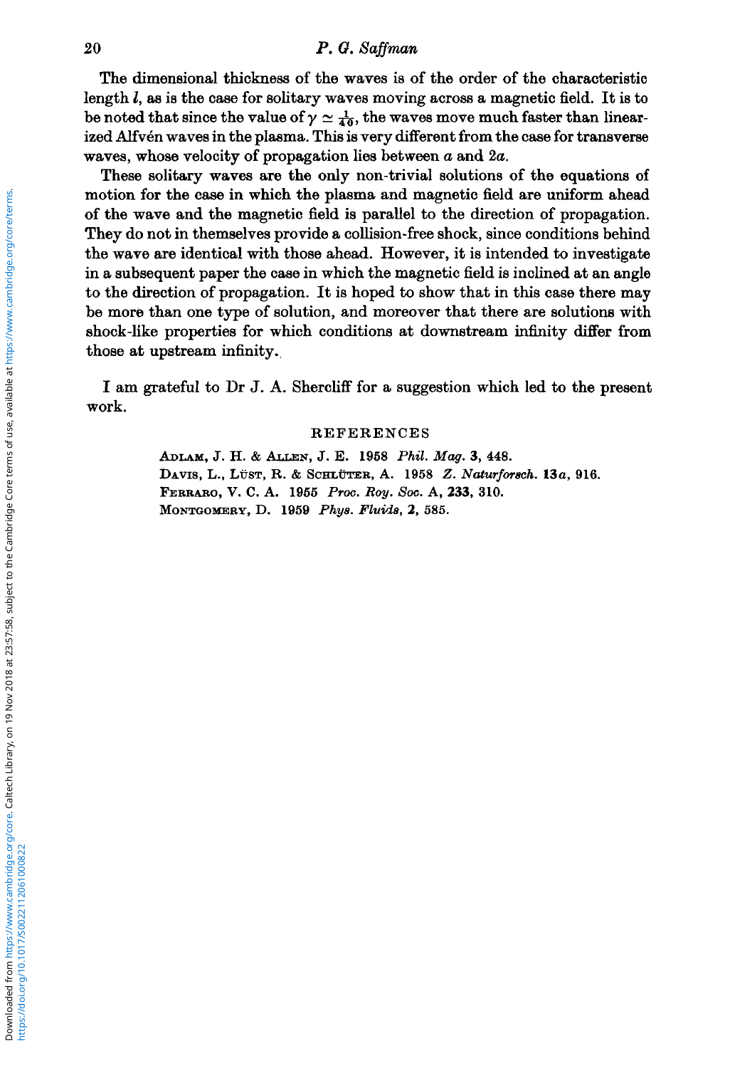The dimensional thickness of the waves is of the order of the characteristic length $l$, as is the case for solitary waves moving across a magnetic field. It is to be noted that since the value of $\gamma \simeq \frac{1}{40}$, the waves move much faster than linearized Alfvén waves in the plasma. This is very different from the case for transverse waves, whose velocity of propagation lies between $a$ and $2a$.

These solitary waves are the only non-trivial solutions of the equations of motion for the case in which the plasma and magnetic field are uniform ahead of the wave and the magnetic field is parallel to the direction of propagation. They do not in themselves provide a collision-free shock, since conditions behind the wave are identical with those ahead. However, it is intended to investigate in a subsequent paper the case in which the magnetic field is inclined at an angle to the direction of propagation. It is hoped to show that in this case there may be more than one type of solution, and moreover that there are solutions with shock-like properties for which conditions at downstream infinity differ from those at upstream infinity.

I am grateful to Dr J. A. Shercliff for a suggestion which led to the present work.

## REFERENCES

ADLAM, J. H. & ALLEN, J. E. 1958 *Phil. Mag.* **3**, 448.

DAVIS, L., LÜST, R. & SCHLÜTER, A. 1958 *Z. Naturforsch.* **13***a*, 916.

FERRARO, V. C. A. 1955 *Proc. Roy. Soc.* A, **233**, 310.

MONTGOMERY, D. 1959 *Phys. Fluids*, **2**, 585.